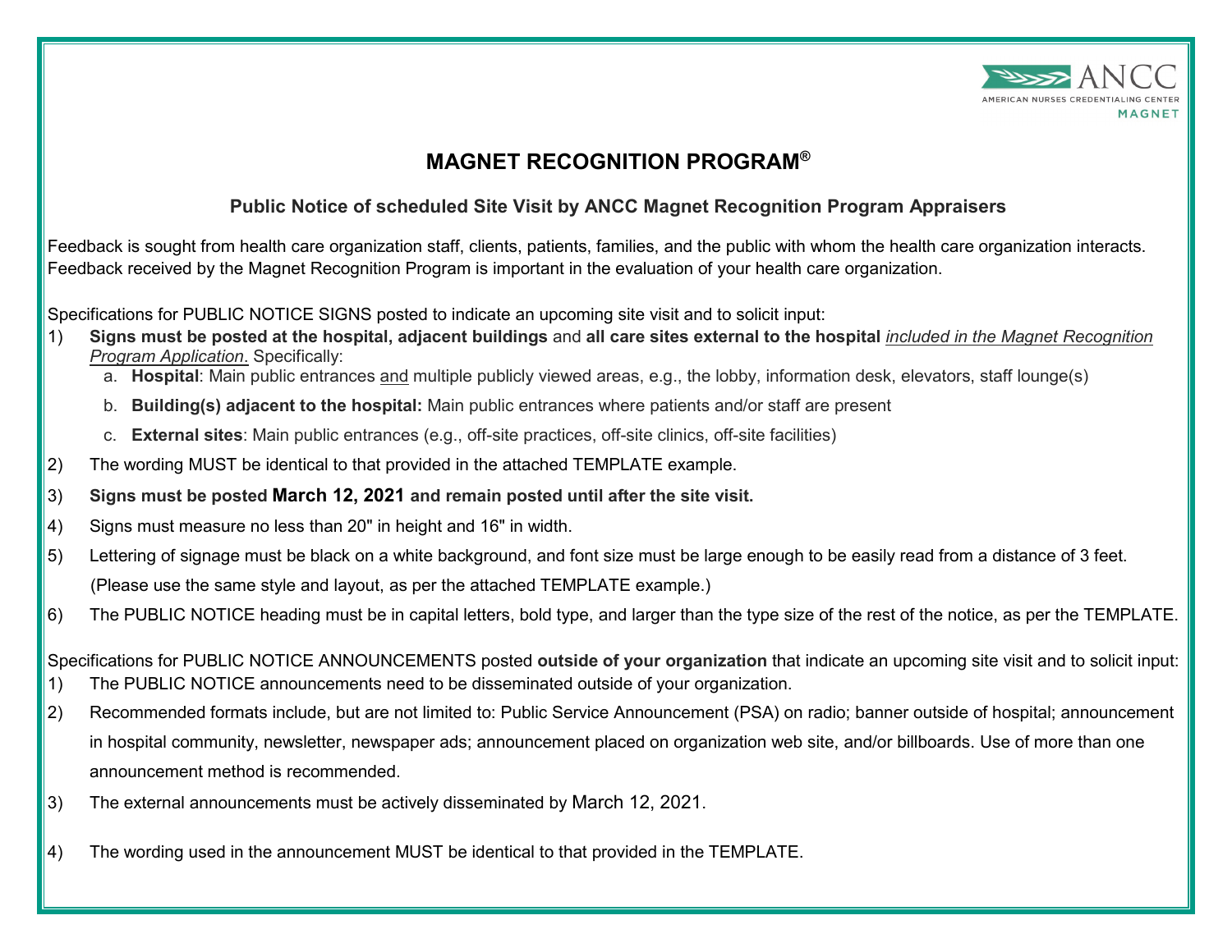ANCC
AMERICAN NURSES CREDENTIALING CENTER
MAGNET

# MAGNET RECOGNITION PROGRAM®

## Public Notice of scheduled Site Visit by ANCC Magnet Recognition Program Appraisers

Feedback is sought from health care organization staff, clients, patients, families, and the public with whom the health care organization interacts. Feedback received by the Magnet Recognition Program is important in the evaluation of your health care organization.

Specifications for PUBLIC NOTICE SIGNS posted to indicate an upcoming site visit and to solicit input:

1) **Signs must be posted at the hospital, adjacent buildings** and **all care sites external to the hospital** *included in the Magnet Recognition Program Application*. Specifically:
   a. **Hospital**: Main public entrances and multiple publicly viewed areas, e.g., the lobby, information desk, elevators, staff lounge(s)
   b. **Building(s) adjacent to the hospital:** Main public entrances where patients and/or staff are present
   c. **External sites**: Main public entrances (e.g., off-site practices, off-site clinics, off-site facilities)
2) The wording MUST be identical to that provided in the attached TEMPLATE example.
3) **Signs must be posted March 12, 2021 and remain posted until after the site visit.**
4) Signs must measure no less than 20" in height and 16" in width.
5) Lettering of signage must be black on a white background, and font size must be large enough to be easily read from a distance of 3 feet. (Please use the same style and layout, as per the attached TEMPLATE example.)
6) The PUBLIC NOTICE heading must be in capital letters, bold type, and larger than the type size of the rest of the notice, as per the TEMPLATE.

Specifications for PUBLIC NOTICE ANNOUNCEMENTS posted **outside of your organization** that indicate an upcoming site visit and to solicit input:

1) The PUBLIC NOTICE announcements need to be disseminated outside of your organization.
2) Recommended formats include, but are not limited to: Public Service Announcement (PSA) on radio; banner outside of hospital; announcement in hospital community, newsletter, newspaper ads; announcement placed on organization web site, and/or billboards. Use of more than one announcement method is recommended.
3) The external announcements must be actively disseminated by March 12, 2021.
4) The wording used in the announcement MUST be identical to that provided in the TEMPLATE.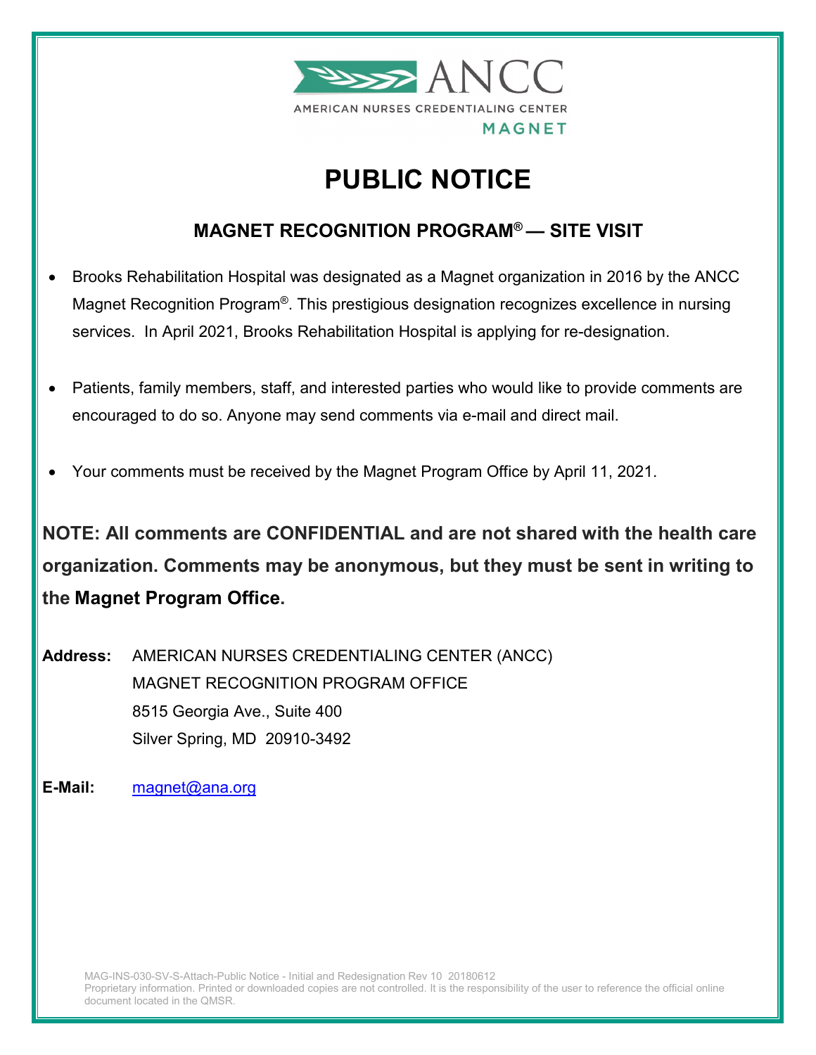ANCC

AMERICAN NURSES CREDENTIALING CENTER

MAGNET

# PUBLIC NOTICE

## MAGNET RECOGNITION PROGRAM® — SITE VISIT

- Brooks Rehabilitation Hospital was designated as a Magnet organization in 2016 by the ANCC Magnet Recognition Program®. This prestigious designation recognizes excellence in nursing services. In April 2021, Brooks Rehabilitation Hospital is applying for re-designation.

- Patients, family members, staff, and interested parties who would like to provide comments are encouraged to do so. Anyone may send comments via e-mail and direct mail.

- Your comments must be received by the Magnet Program Office by April 11, 2021.

**NOTE: All comments are CONFIDENTIAL and are not shared with the health care organization. Comments may be anonymous, but they must be sent in writing to the Magnet Program Office.**

**Address:** AMERICAN NURSES CREDENTIALING CENTER (ANCC)
MAGNET RECOGNITION PROGRAM OFFICE
8515 Georgia Ave., Suite 400
Silver Spring, MD 20910-3492

**E-Mail:** magnet@ana.org

MAG-INS-030-SV-S-Attach-Public Notice - Initial and Redesignation Rev 10 20180612
Proprietary information. Printed or downloaded copies are not controlled. It is the responsibility of the user to reference the official online document located in the QMSR.